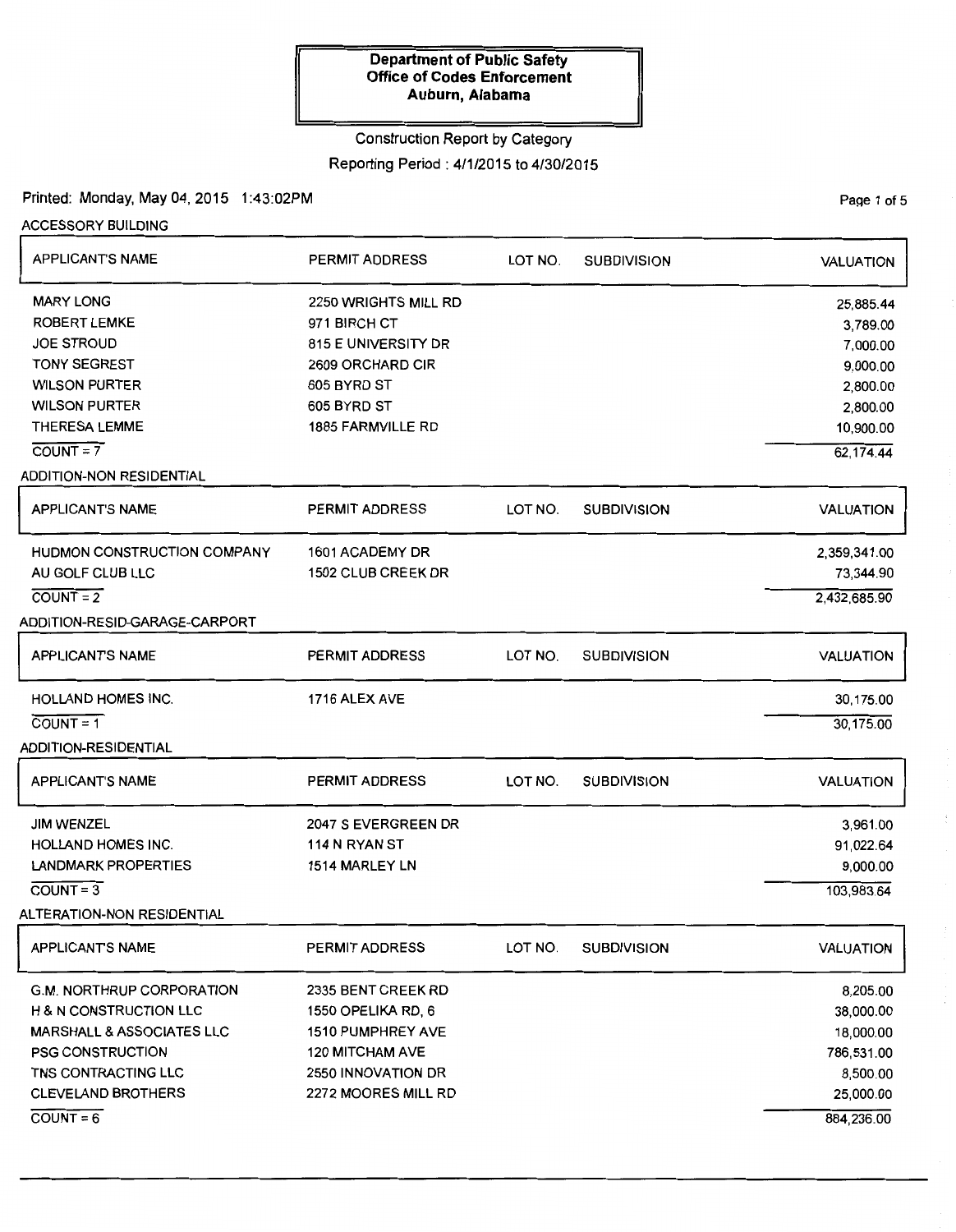**Department of Public Safety**
**Office of Codes Enforcement**
**Auburn, Alabama**

Construction Report by Category

Reporting Period : 4/1/2015 to 4/30/2015

Printed: Monday, May 04, 2015 1:43:02PM

### ACCESSORY BUILDING

| APPLICANT'S NAME | PERMIT ADDRESS | LOT NO. | SUBDIVISION | VALUATION |
|---|---|---|---|---|
| MARY LONG | 2250 WRIGHTS MILL RD | | | 25,885.44 |
| ROBERT LEMKE | 971 BIRCH CT | | | 3,789.00 |
| JOE STROUD | 815 E UNIVERSITY DR | | | 7,000.00 |
| TONY SEGREST | 2609 ORCHARD CIR | | | 9,000.00 |
| WILSON PURTER | 605 BYRD ST | | | 2,800.00 |
| WILSON PURTER | 605 BYRD ST | | | 2,800.00 |
| THERESA LEMME | 1885 FARMVILLE RD | | | 10,900.00 |
| COUNT = 7 | | | | 62,174.44 |

### ADDITION-NON RESIDENTIAL

| APPLICANT'S NAME | PERMIT ADDRESS | LOT NO. | SUBDIVISION | VALUATION |
|---|---|---|---|---|
| HUDMON CONSTRUCTION COMPANY | 1601 ACADEMY DR | | | 2,359,341.00 |
| AU GOLF CLUB LLC | 1502 CLUB CREEK DR | | | 73,344.90 |
| COUNT = 2 | | | | 2,432,685.90 |

### ADDITION-RESID-GARAGE-CARPORT

| APPLICANT'S NAME | PERMIT ADDRESS | LOT NO. | SUBDIVISION | VALUATION |
|---|---|---|---|---|
| HOLLAND HOMES INC. | 1716 ALEX AVE | | | 30,175.00 |
| COUNT = 1 | | | | 30,175.00 |

### ADDITION-RESIDENTIAL

| APPLICANT'S NAME | PERMIT ADDRESS | LOT NO. | SUBDIVISION | VALUATION |
|---|---|---|---|---|
| JIM WENZEL | 2047 S EVERGREEN DR | | | 3,961.00 |
| HOLLAND HOMES INC. | 114 N RYAN ST | | | 91,022.64 |
| LANDMARK PROPERTIES | 1514 MARLEY LN | | | 9,000.00 |
| COUNT = 3 | | | | 103,983.64 |

### ALTERATION-NON RESIDENTIAL

| APPLICANT'S NAME | PERMIT ADDRESS | LOT NO. | SUBDIVISION | VALUATION |
|---|---|---|---|---|
| G.M. NORTHRUP CORPORATION | 2335 BENT CREEK RD | | | 8,205.00 |
| H & N CONSTRUCTION LLC | 1550 OPELIKA RD, 6 | | | 38,000.00 |
| MARSHALL & ASSOCIATES LLC | 1510 PUMPHREY AVE | | | 18,000.00 |
| PSG CONSTRUCTION | 120 MITCHAM AVE | | | 786,531.00 |
| TNS CONTRACTING LLC | 2550 INNOVATION DR | | | 8,500.00 |
| CLEVELAND BROTHERS | 2272 MOORES MILL RD | | | 25,000.00 |
| COUNT = 6 | | | | 884,236.00 |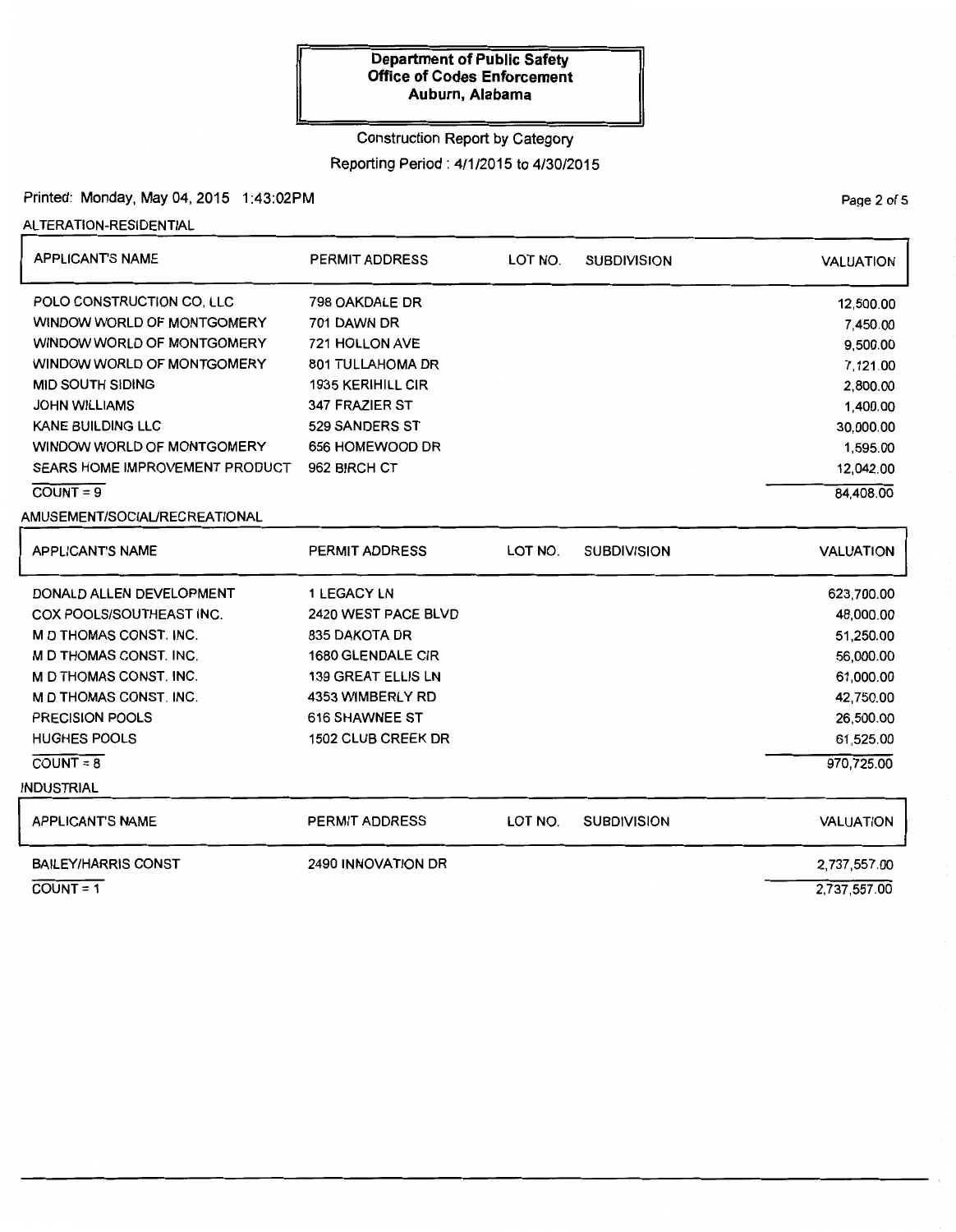**Department of Public Safety**
**Office of Codes Enforcement**
**Auburn, Alabama**

Construction Report by Category

Reporting Period : 4/1/2015 to 4/30/2015

Printed: Monday, May 04, 2015 1:43:02PM

ALTERATION-RESIDENTIAL

| APPLICANT'S NAME | PERMIT ADDRESS | LOT NO. | SUBDIVISION | VALUATION |
|---|---|---|---|---|
| POLO CONSTRUCTION CO, LLC | 798 OAKDALE DR | | | 12,500.00 |
| WINDOW WORLD OF MONTGOMERY | 701 DAWN DR | | | 7,450.00 |
| WINDOW WORLD OF MONTGOMERY | 721 HOLLON AVE | | | 9,500.00 |
| WINDOW WORLD OF MONTGOMERY | 801 TULLAHOMA DR | | | 7,121.00 |
| MID SOUTH SIDING | 1935 KERIHILL CIR | | | 2,800.00 |
| JOHN WILLIAMS | 347 FRAZIER ST | | | 1,400.00 |
| KANE BUILDING LLC | 529 SANDERS ST | | | 30,000.00 |
| WINDOW WORLD OF MONTGOMERY | 656 HOMEWOOD DR | | | 1,595.00 |
| SEARS HOME IMPROVEMENT PRODUCT | 962 BIRCH CT | | | 12,042.00 |
| COUNT = 9 | | | | 84,408.00 |

AMUSEMENT/SOCIAL/RECREATIONAL

| APPLICANT'S NAME | PERMIT ADDRESS | LOT NO. | SUBDIVISION | VALUATION |
|---|---|---|---|---|
| DONALD ALLEN DEVELOPMENT | 1 LEGACY LN | | | 623,700.00 |
| COX POOLS/SOUTHEAST INC. | 2420 WEST PACE BLVD | | | 48,000.00 |
| M D THOMAS CONST. INC. | 835 DAKOTA DR | | | 51,250.00 |
| M D THOMAS CONST. INC. | 1680 GLENDALE CIR | | | 56,000.00 |
| M D THOMAS CONST. INC. | 139 GREAT ELLIS LN | | | 61,000.00 |
| M D THOMAS CONST. INC. | 4353 WIMBERLY RD | | | 42,750.00 |
| PRECISION POOLS | 616 SHAWNEE ST | | | 26,500.00 |
| HUGHES POOLS | 1502 CLUB CREEK DR | | | 61,525.00 |
| COUNT = 8 | | | | 970,725.00 |

INDUSTRIAL

| APPLICANT'S NAME | PERMIT ADDRESS | LOT NO. | SUBDIVISION | VALUATION |
|---|---|---|---|---|
| BAILEY/HARRIS CONST | 2490 INNOVATION DR | | | 2,737,557.00 |
| COUNT = 1 | | | | 2,737,557.00 |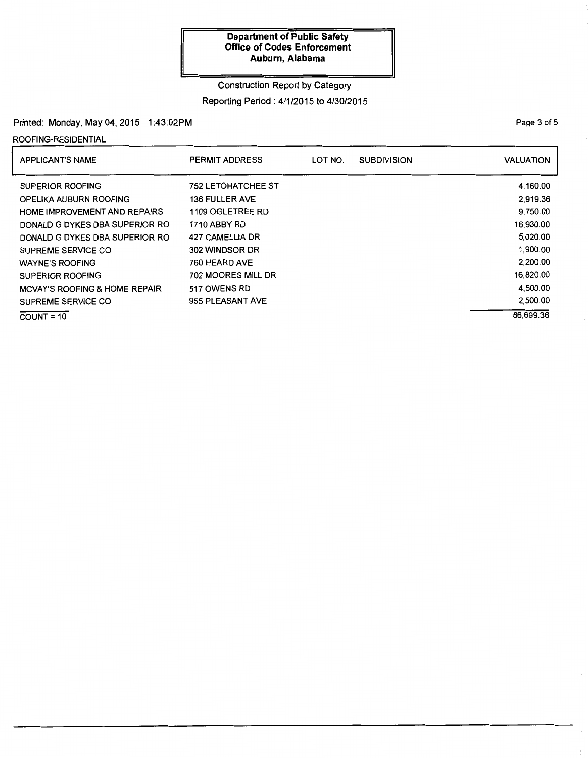**Department of Public Safety**
**Office of Codes Enforcement**
**Auburn, Alabama**

Construction Report by Category

Reporting Period : 4/1/2015 to 4/30/2015

Printed: Monday, May 04, 2015 1:43:02PM

ROOFING-RESIDENTIAL

| APPLICANT'S NAME | PERMIT ADDRESS | LOT NO. | SUBDIVISION | VALUATION |
|---|---|---|---|---|
| SUPERIOR ROOFING | 752 LETOHATCHEE ST | | | 4,160.00 |
| OPELIKA AUBURN ROOFING | 136 FULLER AVE | | | 2,919.36 |
| HOME IMPROVEMENT AND REPAIRS | 1109 OGLETREE RD | | | 9,750.00 |
| DONALD G DYKES DBA SUPERIOR RO | 1710 ABBY RD | | | 16,930.00 |
| DONALD G DYKES DBA SUPERIOR RO | 427 CAMELLIA DR | | | 5,020.00 |
| SUPREME SERVICE CO | 302 WINDSOR DR | | | 1,900.00 |
| WAYNE'S ROOFING | 760 HEARD AVE | | | 2,200.00 |
| SUPERIOR ROOFING | 702 MOORES MILL DR | | | 16,820.00 |
| MCVAY'S ROOFING & HOME REPAIR | 517 OWENS RD | | | 4,500.00 |
| SUPREME SERVICE CO | 955 PLEASANT AVE | | | 2,500.00 |
| COUNT = 10 | | | | 66,699.36 |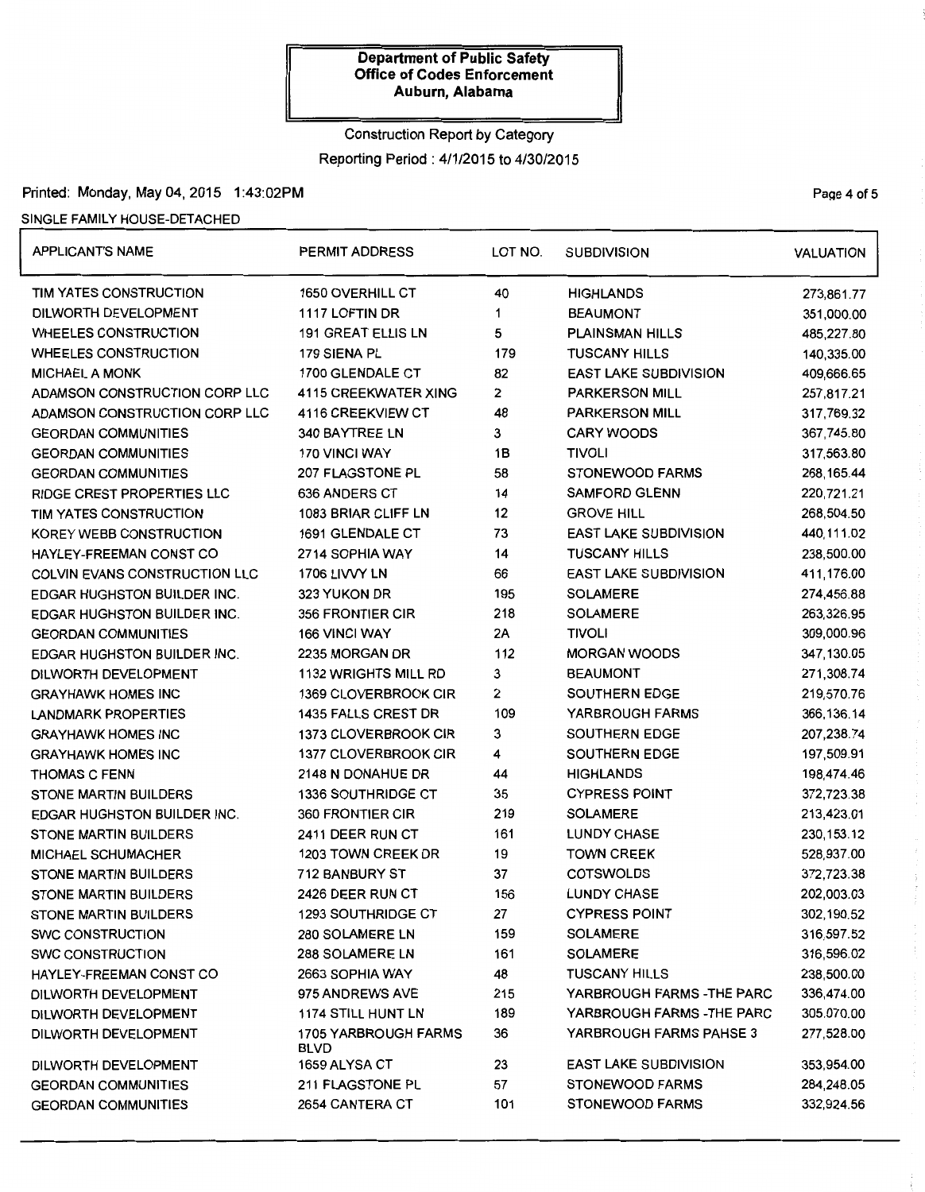**Department of Public Safety**
**Office of Codes Enforcement**
**Auburn, Alabama**

Construction Report by Category

Reporting Period : 4/1/2015 to 4/30/2015

Printed: Monday, May 04, 2015 1:43:02PM

SINGLE FAMILY HOUSE-DETACHED

| APPLICANT'S NAME | PERMIT ADDRESS | LOT NO. | SUBDIVISION | VALUATION |
|---|---|---|---|---|
| TIM YATES CONSTRUCTION | 1650 OVERHILL CT | 40 | HIGHLANDS | 273,861.77 |
| DILWORTH DEVELOPMENT | 1117 LOFTIN DR | 1 | BEAUMONT | 351,000.00 |
| WHEELES CONSTRUCTION | 191 GREAT ELLIS LN | 5 | PLAINSMAN HILLS | 485,227.80 |
| WHEELES CONSTRUCTION | 179 SIENA PL | 179 | TUSCANY HILLS | 140,335.00 |
| MICHAEL A MONK | 1700 GLENDALE CT | 82 | EAST LAKE SUBDIVISION | 409,666.65 |
| ADAMSON CONSTRUCTION CORP LLC | 4115 CREEKWATER XING | 2 | PARKERSON MILL | 257,817.21 |
| ADAMSON CONSTRUCTION CORP LLC | 4116 CREEKVIEW CT | 48 | PARKERSON MILL | 317,769.32 |
| GEORDAN COMMUNITIES | 340 BAYTREE LN | 3 | CARY WOODS | 367,745.80 |
| GEORDAN COMMUNITIES | 170 VINCI WAY | 1B | TIVOLI | 317,563.80 |
| GEORDAN COMMUNITIES | 207 FLAGSTONE PL | 58 | STONEWOOD FARMS | 268,165.44 |
| RIDGE CREST PROPERTIES LLC | 636 ANDERS CT | 14 | SAMFORD GLENN | 220,721.21 |
| TIM YATES CONSTRUCTION | 1083 BRIAR CLIFF LN | 12 | GROVE HILL | 268,504.50 |
| KOREY WEBB CONSTRUCTION | 1691 GLENDALE CT | 73 | EAST LAKE SUBDIVISION | 440,111.02 |
| HAYLEY-FREEMAN CONST CO | 2714 SOPHIA WAY | 14 | TUSCANY HILLS | 238,500.00 |
| COLVIN EVANS CONSTRUCTION LLC | 1706 LIVVY LN | 66 | EAST LAKE SUBDIVISION | 411,176.00 |
| EDGAR HUGHSTON BUILDER INC. | 323 YUKON DR | 195 | SOLAMERE | 274,456.88 |
| EDGAR HUGHSTON BUILDER INC. | 356 FRONTIER CIR | 218 | SOLAMERE | 263,326.95 |
| GEORDAN COMMUNITIES | 166 VINCI WAY | 2A | TIVOLI | 309,000.96 |
| EDGAR HUGHSTON BUILDER INC. | 2235 MORGAN DR | 112 | MORGAN WOODS | 347,130.05 |
| DILWORTH DEVELOPMENT | 1132 WRIGHTS MILL RD | 3 | BEAUMONT | 271,308.74 |
| GRAYHAWK HOMES INC | 1369 CLOVERBROOK CIR | 2 | SOUTHERN EDGE | 219,570.76 |
| LANDMARK PROPERTIES | 1435 FALLS CREST DR | 109 | YARBROUGH FARMS | 366,136.14 |
| GRAYHAWK HOMES INC | 1373 CLOVERBROOK CIR | 3 | SOUTHERN EDGE | 207,238.74 |
| GRAYHAWK HOMES INC | 1377 CLOVERBROOK CIR | 4 | SOUTHERN EDGE | 197,509.91 |
| THOMAS C FENN | 2148 N DONAHUE DR | 44 | HIGHLANDS | 198,474.46 |
| STONE MARTIN BUILDERS | 1336 SOUTHRIDGE CT | 35 | CYPRESS POINT | 372,723.38 |
| EDGAR HUGHSTON BUILDER INC. | 360 FRONTIER CIR | 219 | SOLAMERE | 213,423.01 |
| STONE MARTIN BUILDERS | 2411 DEER RUN CT | 161 | LUNDY CHASE | 230,153.12 |
| MICHAEL SCHUMACHER | 1203 TOWN CREEK DR | 19 | TOWN CREEK | 528,937.00 |
| STONE MARTIN BUILDERS | 712 BANBURY ST | 37 | COTSWOLDS | 372,723.38 |
| STONE MARTIN BUILDERS | 2426 DEER RUN CT | 156 | LUNDY CHASE | 202,003.03 |
| STONE MARTIN BUILDERS | 1293 SOUTHRIDGE CT | 27 | CYPRESS POINT | 302,190.52 |
| SWC CONSTRUCTION | 280 SOLAMERE LN | 159 | SOLAMERE | 316,597.52 |
| SWC CONSTRUCTION | 288 SOLAMERE LN | 161 | SOLAMERE | 316,596.02 |
| HAYLEY-FREEMAN CONST CO | 2663 SOPHIA WAY | 48 | TUSCANY HILLS | 238,500.00 |
| DILWORTH DEVELOPMENT | 975 ANDREWS AVE | 215 | YARBROUGH FARMS -THE PARC | 336,474.00 |
| DILWORTH DEVELOPMENT | 1174 STILL HUNT LN | 189 | YARBROUGH FARMS -THE PARC | 305,070.00 |
| DILWORTH DEVELOPMENT | 1705 YARBROUGH FARMS BLVD | 36 | YARBROUGH FARMS PAHSE 3 | 277,528.00 |
| DILWORTH DEVELOPMENT | 1659 ALYSA CT | 23 | EAST LAKE SUBDIVISION | 353,954.00 |
| GEORDAN COMMUNITIES | 211 FLAGSTONE PL | 57 | STONEWOOD FARMS | 284,248.05 |
| GEORDAN COMMUNITIES | 2654 CANTERA CT | 101 | STONEWOOD FARMS | 332,924.56 |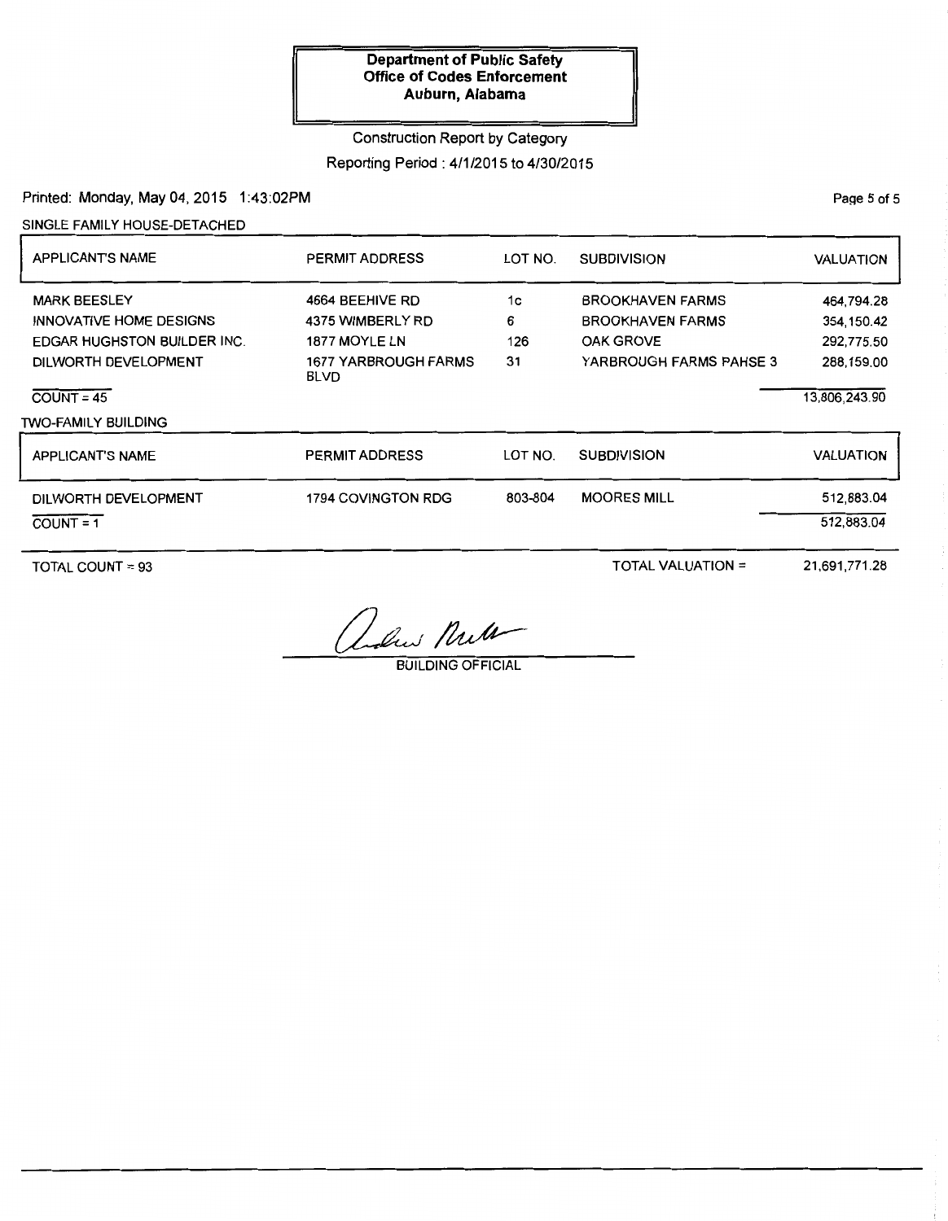**Department of Public Safety**
**Office of Codes Enforcement**
**Auburn, Alabama**

Construction Report by Category

Reporting Period : 4/1/2015 to 4/30/2015

Printed: Monday, May 04, 2015 1:43:02PM

SINGLE FAMILY HOUSE-DETACHED

| APPLICANT'S NAME | PERMIT ADDRESS | LOT NO. | SUBDIVISION | VALUATION |
|---|---|---|---|---|
| MARK BEESLEY | 4664 BEEHIVE RD | 1c | BROOKHAVEN FARMS | 464,794.28 |
| INNOVATIVE HOME DESIGNS | 4375 WIMBERLY RD | 6 | BROOKHAVEN FARMS | 354,150.42 |
| EDGAR HUGHSTON BUILDER INC. | 1877 MOYLE LN | 126 | OAK GROVE | 292,775.50 |
| DILWORTH DEVELOPMENT | 1677 YARBROUGH FARMS BLVD | 31 | YARBROUGH FARMS PAHSE 3 | 288,159.00 |
| COUNT = 45 | | | | 13,806,243.90 |

TWO-FAMILY BUILDING

| APPLICANT'S NAME | PERMIT ADDRESS | LOT NO. | SUBDIVISION | VALUATION |
|---|---|---|---|---|
| DILWORTH DEVELOPMENT | 1794 COVINGTON RDG | 803-804 | MOORES MILL | 512,883.04 |
| COUNT = 1 | | | | 512,883.04 |

TOTAL COUNT = 93 TOTAL VALUATION = 21,691,771.28

BUILDING OFFICIAL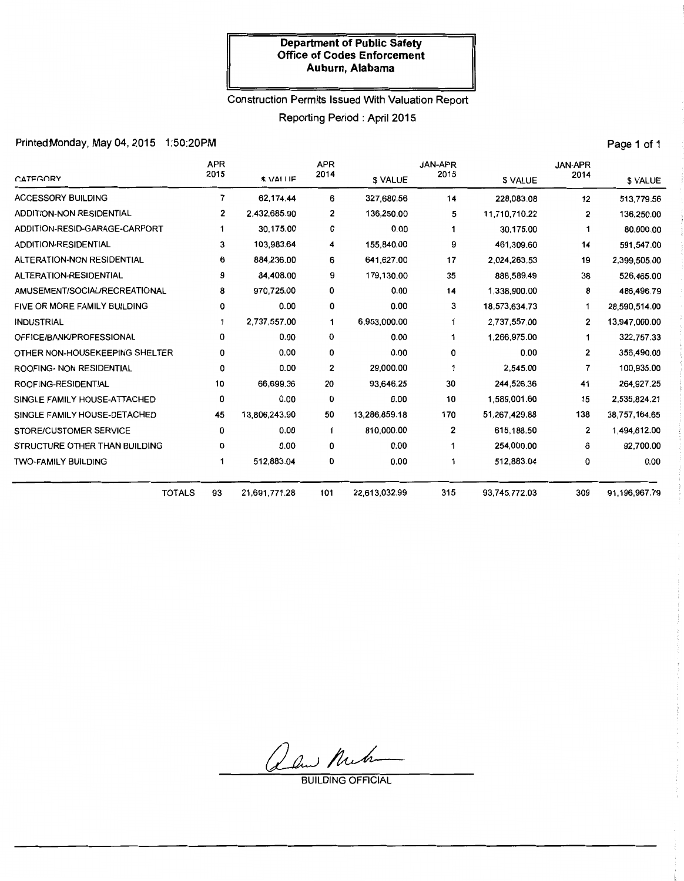**Department of Public Safety**
**Office of Codes Enforcement**
**Auburn, Alabama**

Construction Permits Issued With Valuation Report

Reporting Period : April 2015

Printed Monday, May 04, 2015 1:50:20PM

| CATEGORY | APR 2015 | $ VALUE | APR 2014 | $ VALUE | JAN-APR 2015 | $ VALUE | JAN-APR 2014 | $ VALUE |
|---|---|---|---|---|---|---|---|---|
| ACCESSORY BUILDING | 7 | 62,174.44 | 6 | 327,680.56 | 14 | 228,083.08 | 12 | 513,779.56 |
| ADDITION-NON RESIDENTIAL | 2 | 2,432,685.90 | 2 | 136,250.00 | 5 | 11,710,710.22 | 2 | 136,250.00 |
| ADDITION-RESID-GARAGE-CARPORT | 1 | 30,175.00 | 0 | 0.00 | 1 | 30,175.00 | 1 | 80,000.00 |
| ADDITION-RESIDENTIAL | 3 | 103,983.64 | 4 | 155,840.00 | 9 | 461,309.60 | 14 | 591,547.00 |
| ALTERATION-NON RESIDENTIAL | 6 | 884,236.00 | 6 | 641,627.00 | 17 | 2,024,263.53 | 19 | 2,399,505.00 |
| ALTERATION-RESIDENTIAL | 9 | 84,408.00 | 9 | 179,130.00 | 35 | 888,589.49 | 38 | 526,465.00 |
| AMUSEMENT/SOCIAL/RECREATIONAL | 8 | 970,725.00 | 0 | 0.00 | 14 | 1,338,900.00 | 8 | 486,496.79 |
| FIVE OR MORE FAMILY BUILDING | 0 | 0.00 | 0 | 0.00 | 3 | 18,573,634.73 | 1 | 28,590,514.00 |
| INDUSTRIAL | 1 | 2,737,557.00 | 1 | 6,953,000.00 | 1 | 2,737,557.00 | 2 | 13,947,000.00 |
| OFFICE/BANK/PROFESSIONAL | 0 | 0.00 | 0 | 0.00 | 1 | 1,266,975.00 | 1 | 322,757.33 |
| OTHER NON-HOUSEKEEPING SHELTER | 0 | 0.00 | 0 | 0.00 | 0 | 0.00 | 2 | 356,490.00 |
| ROOFING- NON RESIDENTIAL | 0 | 0.00 | 2 | 29,000.00 | 1 | 2,545.00 | 7 | 100,935.00 |
| ROOFING-RESIDENTIAL | 10 | 66,699.36 | 20 | 93,646.25 | 30 | 244,526.36 | 41 | 264,927.25 |
| SINGLE FAMILY HOUSE-ATTACHED | 0 | 0.00 | 0 | 0.00 | 10 | 1,589,001.60 | 15 | 2,535,824.21 |
| SINGLE FAMILY HOUSE-DETACHED | 45 | 13,806,243.90 | 50 | 13,286,859.18 | 170 | 51,267,429.88 | 138 | 38,757,164.65 |
| STORE/CUSTOMER SERVICE | 0 | 0.00 | 1 | 810,000.00 | 2 | 615,188.50 | 2 | 1,494,612.00 |
| STRUCTURE OTHER THAN BUILDING | 0 | 0.00 | 0 | 0.00 | 1 | 254,000.00 | 6 | 92,700.00 |
| TWO-FAMILY BUILDING | 1 | 512,883.04 | 0 | 0.00 | 1 | 512,883.04 | 0 | 0.00 |
| TOTALS | 93 | 21,691,771.28 | 101 | 22,613,032.99 | 315 | 93,745,772.03 | 309 | 91,196,967.79 |

BUILDING OFFICIAL